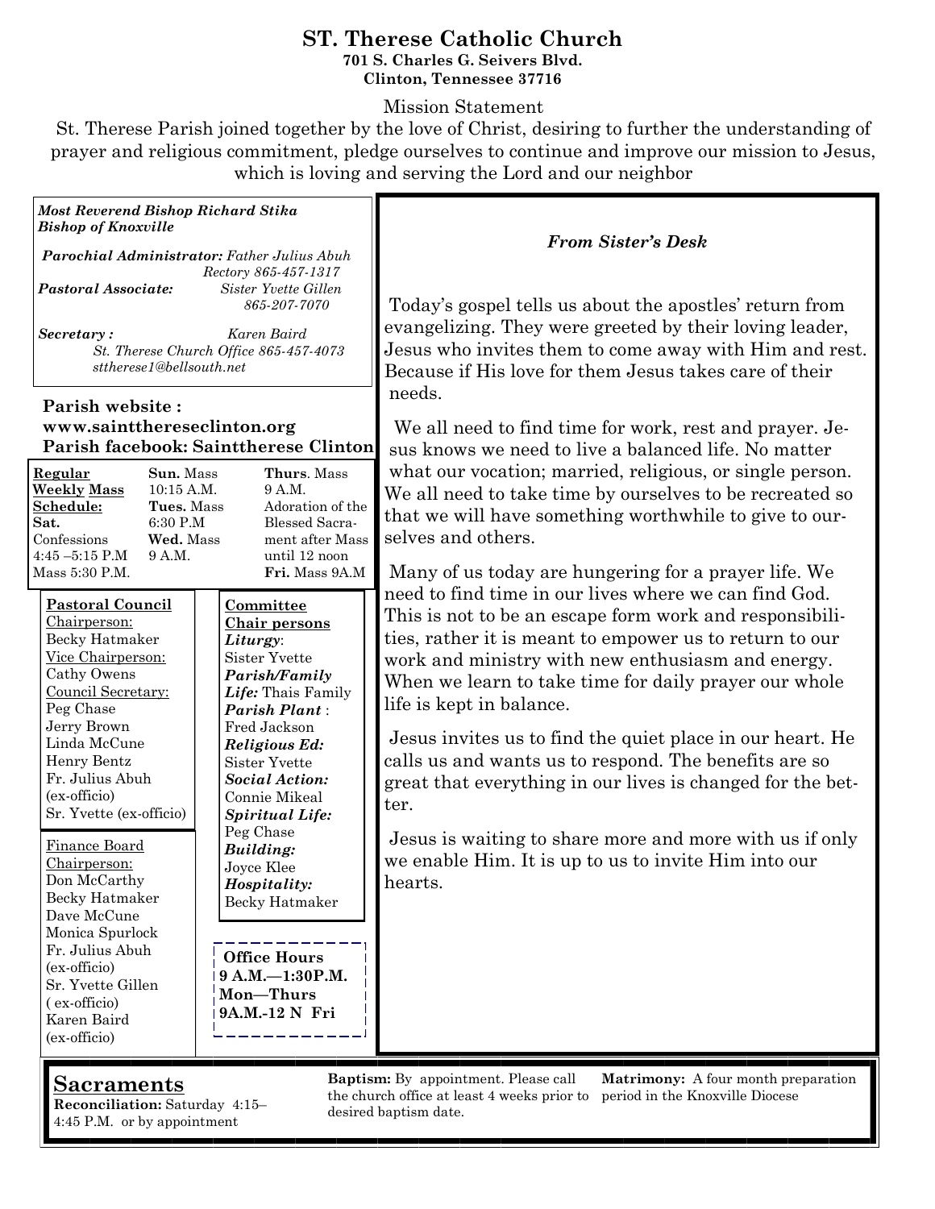# ST. Therese Catholic Church

**701 S. Charles G. Seivers Blvd.**
**Clinton, Tennessee 37716**

Mission Statement

St. Therese Parish joined together by the love of Christ, desiring to further the understanding of prayer and religious commitment, pledge ourselves to continue and improve our mission to Jesus, which is loving and serving the Lord and our neighbor

***Most Reverend Bishop Richard Stika***
***Bishop of Knoxville***

***Parochial Administrator:*** *Father Julius Abuh*
*Rectory 865-457-1317*

***Pastoral Associate:*** *Sister Yvette Gillen*
*865-207-7070*

***Secretary :*** *Karen Baird*
*St. Therese Church Office 865-457-4073*
*sttherese1@bellsouth.net*

**Parish website : www.saintthereseclinton.org**
**Parish facebook: Saintherese Clinton**

**Regular Weekly Mass Schedule:**

- **Sat.** Confessions 4:45 –5:15 P.M, Mass 5:30 P.M.
- **Sun.** Mass 10:15 A.M.
- **Tues.** Mass 6:30 P.M
- **Wed.** Mass 9 A.M.
- **Thurs**. Mass 9 A.M. Adoration of the Blessed Sacrament after Mass until 12 noon
- **Fri.** Mass 9A.M

**Pastoral Council**

Chairperson: Becky Hatmaker
Vice Chairperson: Cathy Owens
Council Secretary: Peg Chase
Jerry Brown
Linda McCune
Henry Bentz
Fr. Julius Abuh (ex-officio)
Sr. Yvette (ex-officio)

**Finance Board**

Chairperson: Don McCarthy
Becky Hatmaker
Dave McCune
Monica Spurlock
Fr. Julius Abuh (ex-officio)
Sr. Yvette Gillen ( ex-officio)
Karen Baird (ex-officio)

**Committee Chair persons**

***Liturgy***: Sister Yvette
***Parish/Family Life:*** Thais Family
***Parish Plant*** : Fred Jackson
***Religious Ed:*** Sister Yvette
***Social Action:*** Connie Mikeal
***Spiritual Life:*** Peg Chase
***Building:*** Joyce Klee
***Hospitality:*** Becky Hatmaker

**Office Hours**
**9 A.M.—1:30P.M. Mon—Thurs**
**9A.M.-12 N Fri**

## *From Sister's Desk*

Today's gospel tells us about the apostles' return from evangelizing. They were greeted by their loving leader, Jesus who invites them to come away with Him and rest. Because if His love for them Jesus takes care of their needs.

We all need to find time for work, rest and prayer. Jesus knows we need to live a balanced life. No matter what our vocation; married, religious, or single person. We all need to take time by ourselves to be recreated so that we will have something worthwhile to give to ourselves and others.

Many of us today are hungering for a prayer life. We need to find time in our lives where we can find God. This is not to be an escape form work and responsibilities, rather it is meant to empower us to return to our work and ministry with new enthusiasm and energy. When we learn to take time for daily prayer our whole life is kept in balance.

Jesus invites us to find the quiet place in our heart. He calls us and wants us to respond. The benefits are so great that everything in our lives is changed for the better.

Jesus is waiting to share more and more with us if only we enable Him. It is up to us to invite Him into our hearts.

## Sacraments

**Reconciliation:** Saturday 4:15–4:45 P.M. or by appointment

**Baptism:** By appointment. Please call the church office at least 4 weeks prior to desired baptism date.

**Matrimony:** A four month preparation period in the Knoxville Diocese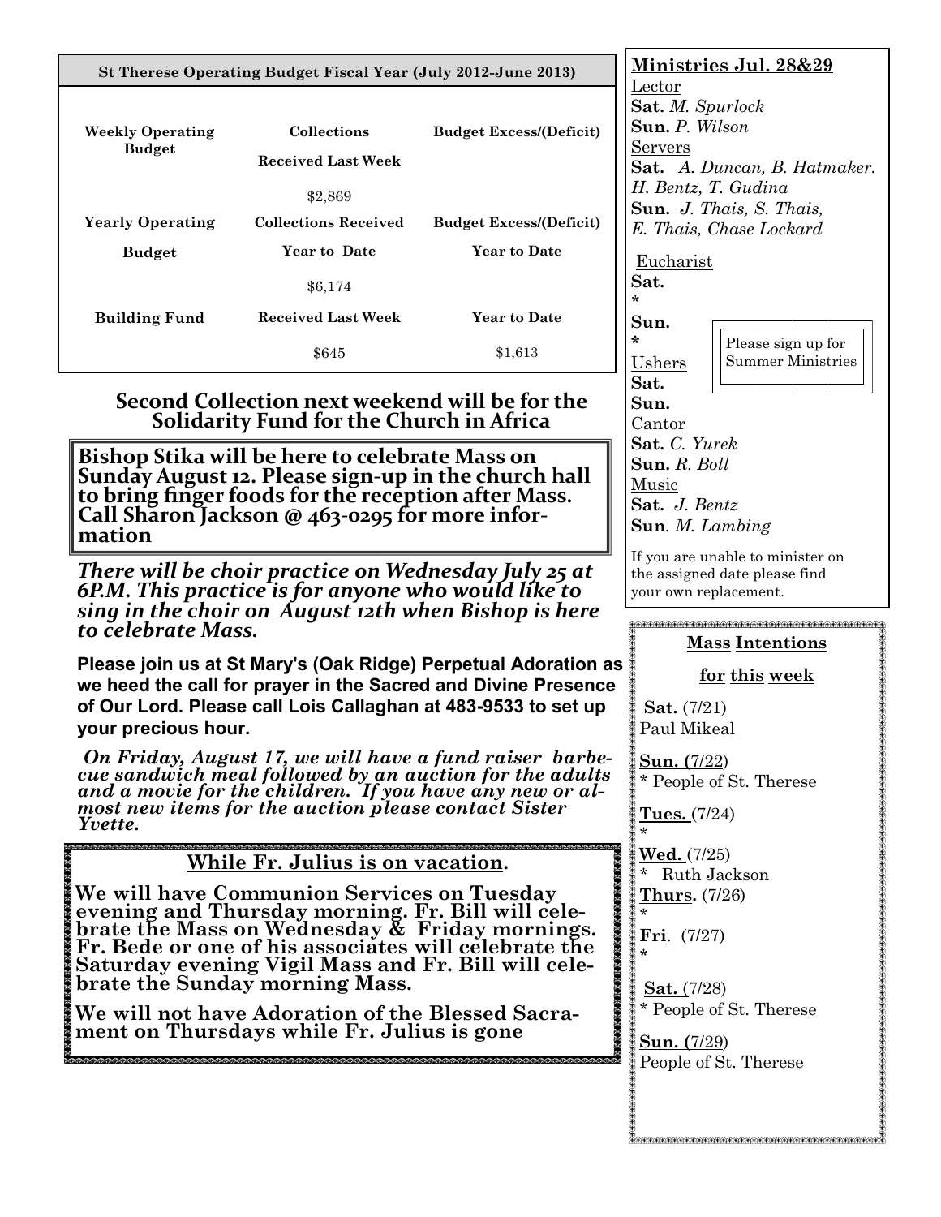## St Therese Operating Budget Fiscal Year (July 2012-June 2013)

| Weekly Operating Budget | Collections Received Last Week | Budget Excess/(Deficit) |
|---|---|---|
| | $2,869 | |
| **Yearly Operating Budget** | **Collections Received Year to Date** | **Budget Excess/(Deficit) Year to Date** |
| | $6,174 | |
| **Building Fund** | **Received Last Week** | **Year to Date** |
| | $645 | $1,613 |

## Second Collection next weekend will be for the Solidarity Fund for the Church in Africa

**Bishop Stika will be here to celebrate Mass on Sunday August 12. Please sign-up in the church hall to bring finger foods for the reception after Mass. Call Sharon Jackson @ 463-0295 for more information**

***There will be choir practice on Wednesday July 25 at 6P.M. This practice is for anyone who would like to sing in the choir on August 12th when Bishop is here to celebrate Mass.***

**Please join us at St Mary's (Oak Ridge) Perpetual Adoration as we heed the call for prayer in the Sacred and Divine Presence of Our Lord. Please call Lois Callaghan at 483-9533 to set up your precious hour.**

***On Friday, August 17, we will have a fund raiser barbecue sandwich meal followed by an auction for the adults and a movie for the children. If you have any new or almost new items for the auction please contact Sister Yvette.***

### While Fr. Julius is on vacation.

**We will have Communion Services on Tuesday evening and Thursday morning. Fr. Bill will celebrate the Mass on Wednesday & Friday mornings. Fr. Bede or one of his associates will celebrate the Saturday evening Vigil Mass and Fr. Bill will celebrate the Sunday morning Mass.**

**We will not have Adoration of the Blessed Sacrament on Thursdays while Fr. Julius is gone**

## Ministries Jul. 28&29

Lector
**Sat.** *M. Spurlock*
**Sun.** *P. Wilson*

Servers
**Sat.** *A. Duncan, B. Hatmaker. H. Bentz, T. Gudina*
**Sun.** *J. Thais, S. Thais, E. Thais, Chase Lockard*

Eucharist
**Sat.**
*
**Sun.**
*

Please sign up for Summer Ministries

Ushers
**Sat.**
**Sun.**

Cantor
**Sat.** *C. Yurek*
**Sun.** *R. Boll*

Music
**Sat.** *J. Bentz*
**Sun**. *M. Lambing*

If you are unable to minister on the assigned date please find your own replacement.

### Mass Intentions for this week

**Sat.** (7/21)
Paul Mikeal

**Sun.** (7/22)
* People of St. Therese

**Tues.** (7/24)
*

**Wed.** (7/25)
* Ruth Jackson

**Thurs.** (7/26)
*

**Fri**. (7/27)
*

**Sat.** (7/28)
* People of St. Therese

**Sun.** (7/29)
People of St. Therese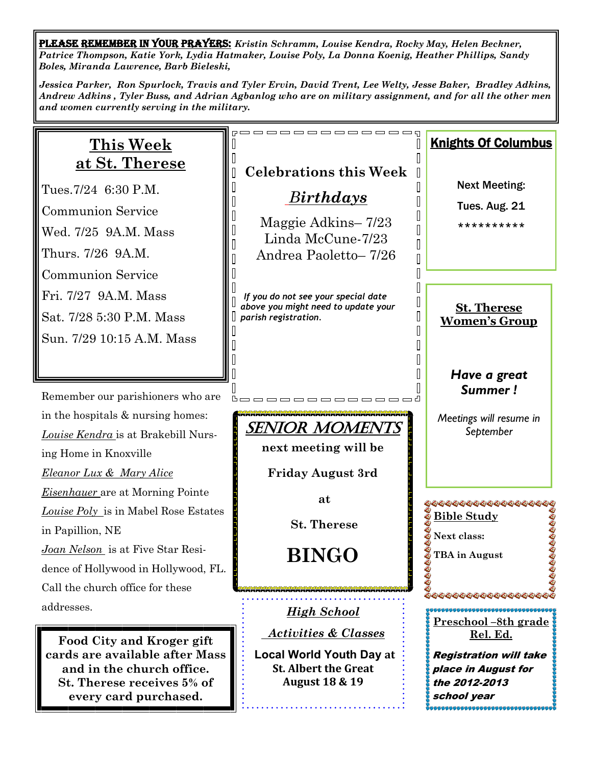**PLEASE REMEMBER IN YOUR PRAYERS:** ***Kristin Schramm, Louise Kendra, Rocky May, Helen Beckner, Patrice Thompson, Katie York, Lydia Hatmaker, Louise Poly, La Donna Koenig, Heather Phillips, Sandy Boles, Miranda Lawrence, Barb Bieleski,***

***Jessica Parker, Ron Spurlock, Travis and Tyler Ervin, David Trent, Lee Welty, Jesse Baker, Bradley Adkins, Andrew Adkins , Tyler Buss, and Adrian Agbanlog who are on military assignment, and for all the other men and women currently serving in the military.***

## This Week at St. Therese

Tues.7/24 6:30 P.M.
Communion Service
Wed. 7/25 9A.M. Mass
Thurs. 7/26 9A.M.
Communion Service
Fri. 7/27 9A.M. Mass
Sat. 7/28 5:30 P.M. Mass
Sun. 7/29 10:15 A.M. Mass

Remember our parishioners who are in the hospitals & nursing homes:
_Louise Kendra_ is at Brakebill Nursing Home in Knoxville
_Eleanor Lux & Mary Alice Eisenhauer_ are at Morning Pointe
_Louise Poly_ is in Mabel Rose Estates in Papillion, NE
_Joan Nelson_ is at Five Star Residence of Hollywood in Hollywood, FL.
Call the church office for these addresses.

**Food City and Kroger gift cards are available after Mass and in the church office. St. Therese receives 5% of every card purchased.**

## Celebrations this Week

### *Birthdays*

Maggie Adkins– 7/23
Linda McCune-7/23
Andrea Paoletto– 7/26

*If you do not see your special date above you might need to update your parish registration.*

## SENIOR MOMENTS

**next meeting will be**

**Friday August 3rd**

**at**

**St. Therese**

**BINGO**

***High School Activities & Classes***

**Local World Youth Day at St. Albert the Great August 18 & 19**

## Knights Of Columbus

Next Meeting:

Tues. Aug. 21

**********

## St. Therese Women's Group

***Have a great Summer !***

*Meetings will resume in September*

**Bible Study**

**Next class:**

**TBA in August**

**Preschool –8th grade Rel. Ed.**

***Registration will take place in August for the 2012-2013 school year***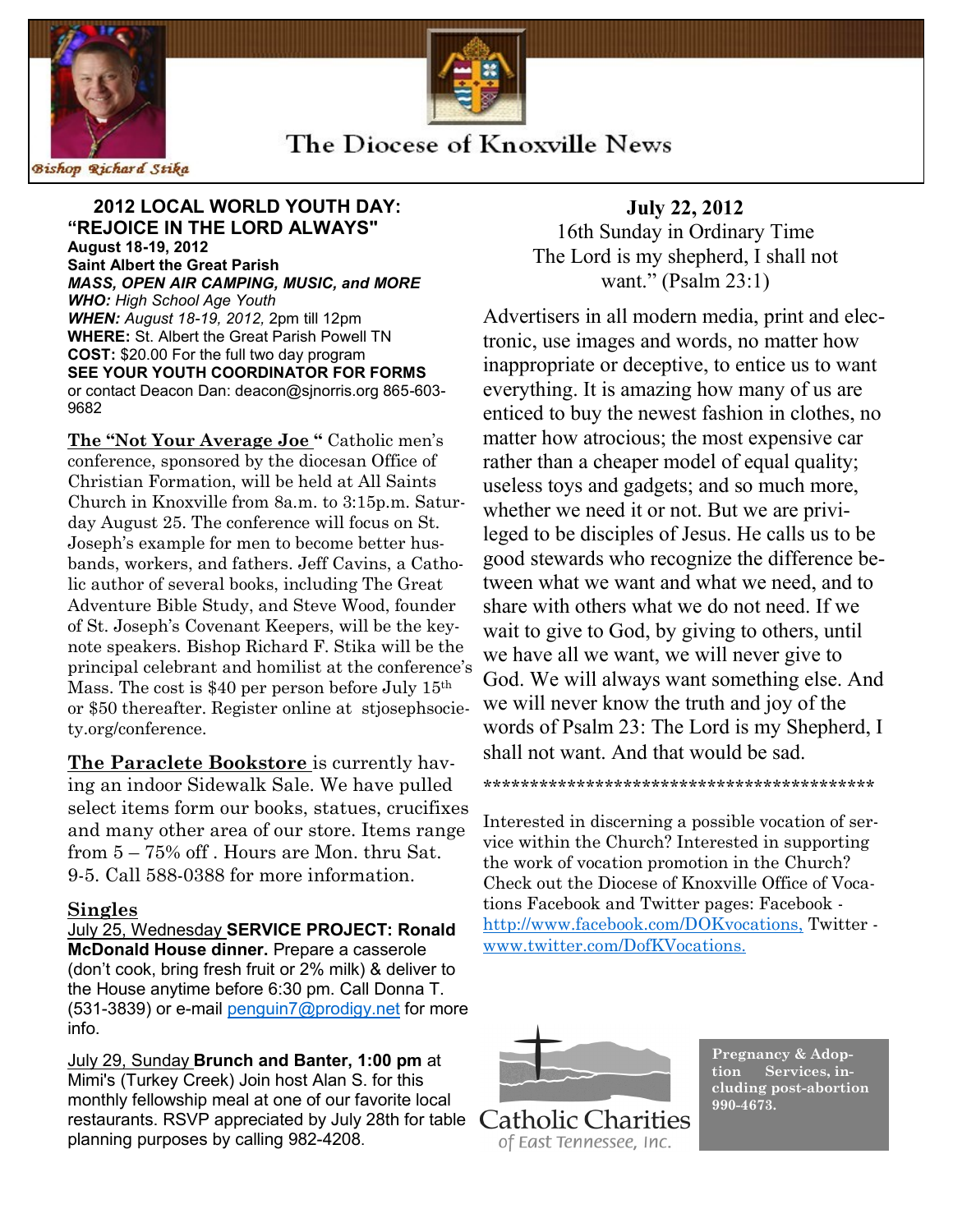# The Diocese of Knoxville News

Bishop Richard Stika

## 2012 LOCAL WORLD YOUTH DAY: "REJOICE IN THE LORD ALWAYS"

**August 18-19, 2012**
**Saint Albert the Great Parish**
***MASS, OPEN AIR CAMPING, MUSIC, and MORE***
***WHO:*** *High School Age Youth*
***WHEN:*** *August 18-19, 2012,* 2pm till 12pm
**WHERE:** St. Albert the Great Parish Powell TN
**COST:** $20.00 For the full two day program
**SEE YOUR YOUTH COORDINATOR FOR FORMS**
or contact Deacon Dan: deacon@sjnorris.org 865-603-9682

**The "Not Your Average Joe "** Catholic men's conference, sponsored by the diocesan Office of Christian Formation, will be held at All Saints Church in Knoxville from 8a.m. to 3:15p.m. Saturday August 25. The conference will focus on St. Joseph's example for men to become better husbands, workers, and fathers. Jeff Cavins, a Catholic author of several books, including The Great Adventure Bible Study, and Steve Wood, founder of St. Joseph's Covenant Keepers, will be the keynote speakers. Bishop Richard F. Stika will be the principal celebrant and homilist at the conference's Mass. The cost is $40 per person before July 15th or $50 thereafter. Register online at stjosephsociety.org/conference.

**The Paraclete Bookstore** is currently having an indoor Sidewalk Sale. We have pulled select items form our books, statues, crucifixes and many other area of our store. Items range from 5 – 75% off . Hours are Mon. thru Sat. 9-5. Call 588-0388 for more information.

## Singles

July 25, Wednesday **SERVICE PROJECT: Ronald McDonald House dinner.** Prepare a casserole (don't cook, bring fresh fruit or 2% milk) & deliver to the House anytime before 6:30 pm. Call Donna T. (531-3839) or e-mail penguin7@prodigy.net for more info.

July 29, Sunday **Brunch and Banter, 1:00 pm** at Mimi's (Turkey Creek) Join host Alan S. for this monthly fellowship meal at one of our favorite local restaurants. RSVP appreciated by July 28th for table planning purposes by calling 982-4208.

## July 22, 2012

16th Sunday in Ordinary Time
The Lord is my shepherd, I shall not want." (Psalm 23:1)

Advertisers in all modern media, print and electronic, use images and words, no matter how inappropriate or deceptive, to entice us to want everything. It is amazing how many of us are enticed to buy the newest fashion in clothes, no matter how atrocious; the most expensive car rather than a cheaper model of equal quality; useless toys and gadgets; and so much more, whether we need it or not. But we are privileged to be disciples of Jesus. He calls us to be good stewards who recognize the difference between what we want and what we need, and to share with others what we do not need. If we wait to give to God, by giving to others, until we have all we want, we will never give to God. We will always want something else. And we will never know the truth and joy of the words of Psalm 23: The Lord is my Shepherd, I shall not want. And that would be sad.

*******************************************

Interested in discerning a possible vocation of service within the Church? Interested in supporting the work of vocation promotion in the Church? Check out the Diocese of Knoxville Office of Vocations Facebook and Twitter pages: Facebook - http://www.facebook.com/DOKvocations, Twitter - www.twitter.com/DofKVocations.

Catholic Charities of East Tennessee, Inc.

**Pregnancy & Adoption Services, including post-abortion 990-4673.**